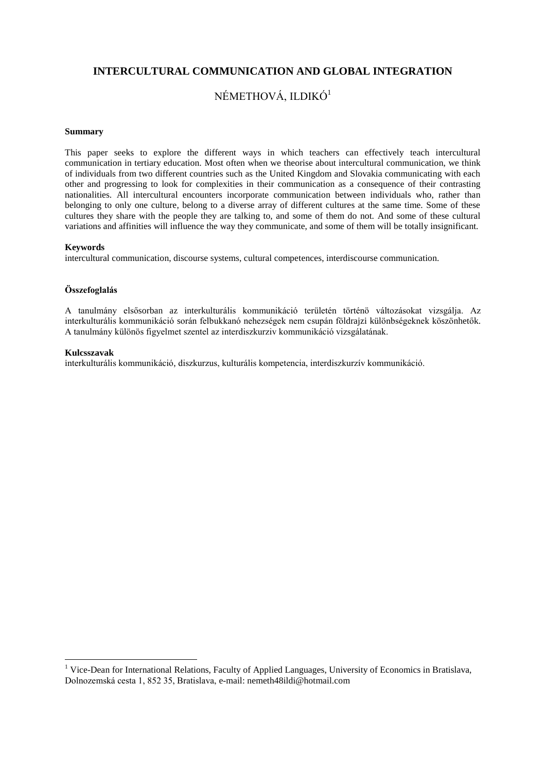# INTERCULTURAL COMMUNICATION AND GLOBAL INTEGRATION

NÉMETHOVÁ, ILDIKÓ[1]

**Summary**

This paper seeks to explore the different ways in which teachers can effectively teach intercultural communication in tertiary education. Most often when we theorise about intercultural communication, we think of individuals from two different countries such as the United Kingdom and Slovakia communicating with each other and progressing to look for complexities in their communication as a consequence of their contrasting nationalities. All intercultural encounters incorporate communication between individuals who, rather than belonging to only one culture, belong to a diverse array of different cultures at the same time. Some of these cultures they share with the people they are talking to, and some of them do not. And some of these cultural variations and affinities will influence the way they communicate, and some of them will be totally insignificant.

**Keywords**
intercultural communication, discourse systems, cultural competences, interdiscourse communication.

**Összefoglalás**

A tanulmány elsősorban az interkulturális kommunikáció területén történö változásokat vizsgálja. Az interkulturális kommunikáció során felbukkanó nehezségek nem csupán földrajzi különbségeknek köszönhetők. A tanulmány különös figyelmet szentel az interdiszkurziv kommunikáció vizsgálatának.

**Kulcsszavak**
interkulturális kommunikáció, diszkurzus, kulturális kompetencia, interdiszkurzív kommunikáció.

---

[1] Vice-Dean for International Relations, Faculty of Applied Languages, University of Economics in Bratislava, Dolnozemská cesta 1, 852 35, Bratislava, e-mail: nemeth48ildi@hotmail.com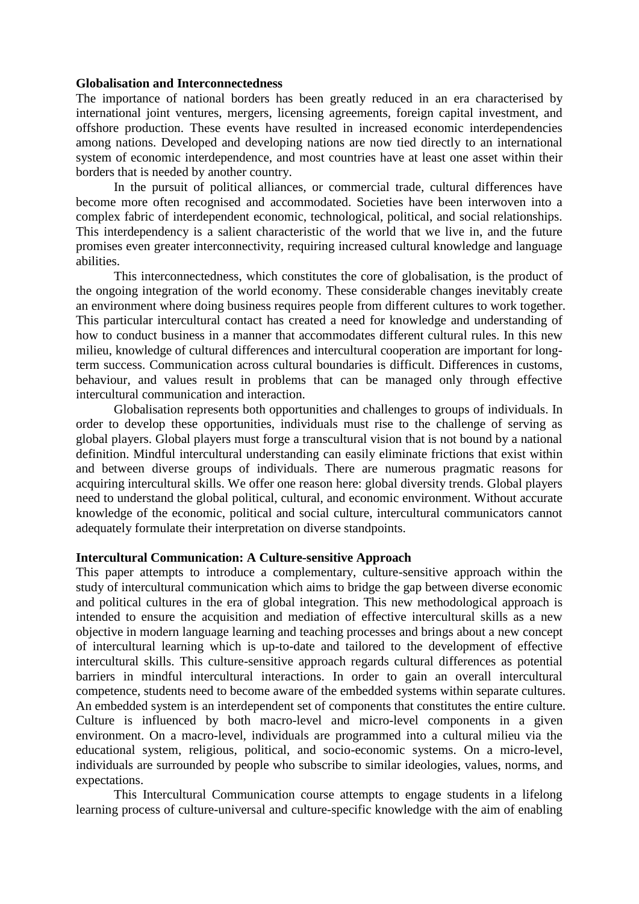**Globalisation and Interconnectedness**

The importance of national borders has been greatly reduced in an era characterised by international joint ventures, mergers, licensing agreements, foreign capital investment, and offshore production. These events have resulted in increased economic interdependencies among nations. Developed and developing nations are now tied directly to an international system of economic interdependence, and most countries have at least one asset within their borders that is needed by another country.

In the pursuit of political alliances, or commercial trade, cultural differences have become more often recognised and accommodated. Societies have been interwoven into a complex fabric of interdependent economic, technological, political, and social relationships. This interdependency is a salient characteristic of the world that we live in, and the future promises even greater interconnectivity, requiring increased cultural knowledge and language abilities.

This interconnectedness, which constitutes the core of globalisation, is the product of the ongoing integration of the world economy. These considerable changes inevitably create an environment where doing business requires people from different cultures to work together. This particular intercultural contact has created a need for knowledge and understanding of how to conduct business in a manner that accommodates different cultural rules. In this new milieu, knowledge of cultural differences and intercultural cooperation are important for long-term success. Communication across cultural boundaries is difficult. Differences in customs, behaviour, and values result in problems that can be managed only through effective intercultural communication and interaction.

Globalisation represents both opportunities and challenges to groups of individuals. In order to develop these opportunities, individuals must rise to the challenge of serving as global players. Global players must forge a transcultural vision that is not bound by a national definition. Mindful intercultural understanding can easily eliminate frictions that exist within and between diverse groups of individuals. There are numerous pragmatic reasons for acquiring intercultural skills. We offer one reason here: global diversity trends. Global players need to understand the global political, cultural, and economic environment. Without accurate knowledge of the economic, political and social culture, intercultural communicators cannot adequately formulate their interpretation on diverse standpoints.

**Intercultural Communication: A Culture-sensitive Approach**

This paper attempts to introduce a complementary, culture-sensitive approach within the study of intercultural communication which aims to bridge the gap between diverse economic and political cultures in the era of global integration. This new methodological approach is intended to ensure the acquisition and mediation of effective intercultural skills as a new objective in modern language learning and teaching processes and brings about a new concept of intercultural learning which is up-to-date and tailored to the development of effective intercultural skills. This culture-sensitive approach regards cultural differences as potential barriers in mindful intercultural interactions. In order to gain an overall intercultural competence, students need to become aware of the embedded systems within separate cultures. An embedded system is an interdependent set of components that constitutes the entire culture. Culture is influenced by both macro-level and micro-level components in a given environment. On a macro-level, individuals are programmed into a cultural milieu via the educational system, religious, political, and socio-economic systems. On a micro-level, individuals are surrounded by people who subscribe to similar ideologies, values, norms, and expectations.

This Intercultural Communication course attempts to engage students in a lifelong learning process of culture-universal and culture-specific knowledge with the aim of enabling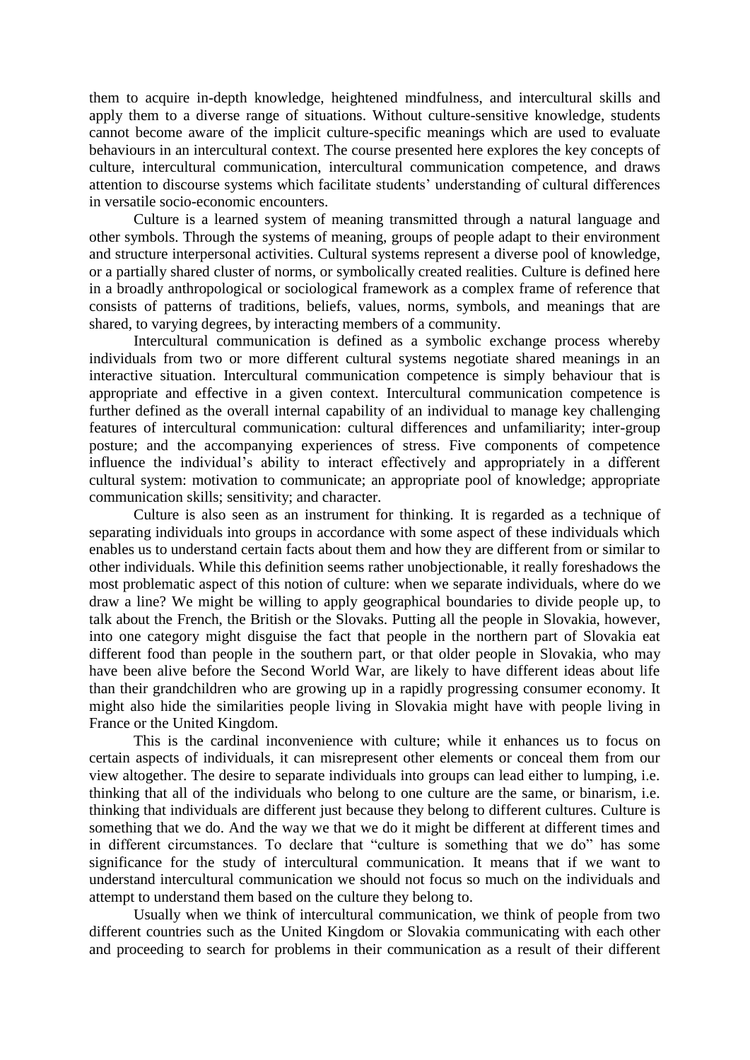them to acquire in-depth knowledge, heightened mindfulness, and intercultural skills and apply them to a diverse range of situations. Without culture-sensitive knowledge, students cannot become aware of the implicit culture-specific meanings which are used to evaluate behaviours in an intercultural context. The course presented here explores the key concepts of culture, intercultural communication, intercultural communication competence, and draws attention to discourse systems which facilitate students' understanding of cultural differences in versatile socio-economic encounters.

Culture is a learned system of meaning transmitted through a natural language and other symbols. Through the systems of meaning, groups of people adapt to their environment and structure interpersonal activities. Cultural systems represent a diverse pool of knowledge, or a partially shared cluster of norms, or symbolically created realities. Culture is defined here in a broadly anthropological or sociological framework as a complex frame of reference that consists of patterns of traditions, beliefs, values, norms, symbols, and meanings that are shared, to varying degrees, by interacting members of a community.

Intercultural communication is defined as a symbolic exchange process whereby individuals from two or more different cultural systems negotiate shared meanings in an interactive situation. Intercultural communication competence is simply behaviour that is appropriate and effective in a given context. Intercultural communication competence is further defined as the overall internal capability of an individual to manage key challenging features of intercultural communication: cultural differences and unfamiliarity; inter-group posture; and the accompanying experiences of stress. Five components of competence influence the individual's ability to interact effectively and appropriately in a different cultural system: motivation to communicate; an appropriate pool of knowledge; appropriate communication skills; sensitivity; and character.

Culture is also seen as an instrument for thinking. It is regarded as a technique of separating individuals into groups in accordance with some aspect of these individuals which enables us to understand certain facts about them and how they are different from or similar to other individuals. While this definition seems rather unobjectionable, it really foreshadows the most problematic aspect of this notion of culture: when we separate individuals, where do we draw a line? We might be willing to apply geographical boundaries to divide people up, to talk about the French, the British or the Slovaks. Putting all the people in Slovakia, however, into one category might disguise the fact that people in the northern part of Slovakia eat different food than people in the southern part, or that older people in Slovakia, who may have been alive before the Second World War, are likely to have different ideas about life than their grandchildren who are growing up in a rapidly progressing consumer economy. It might also hide the similarities people living in Slovakia might have with people living in France or the United Kingdom.

This is the cardinal inconvenience with culture; while it enhances us to focus on certain aspects of individuals, it can misrepresent other elements or conceal them from our view altogether. The desire to separate individuals into groups can lead either to lumping, i.e. thinking that all of the individuals who belong to one culture are the same, or binarism, i.e. thinking that individuals are different just because they belong to different cultures. Culture is something that we do. And the way we that we do it might be different at different times and in different circumstances. To declare that "culture is something that we do" has some significance for the study of intercultural communication. It means that if we want to understand intercultural communication we should not focus so much on the individuals and attempt to understand them based on the culture they belong to.

Usually when we think of intercultural communication, we think of people from two different countries such as the United Kingdom or Slovakia communicating with each other and proceeding to search for problems in their communication as a result of their different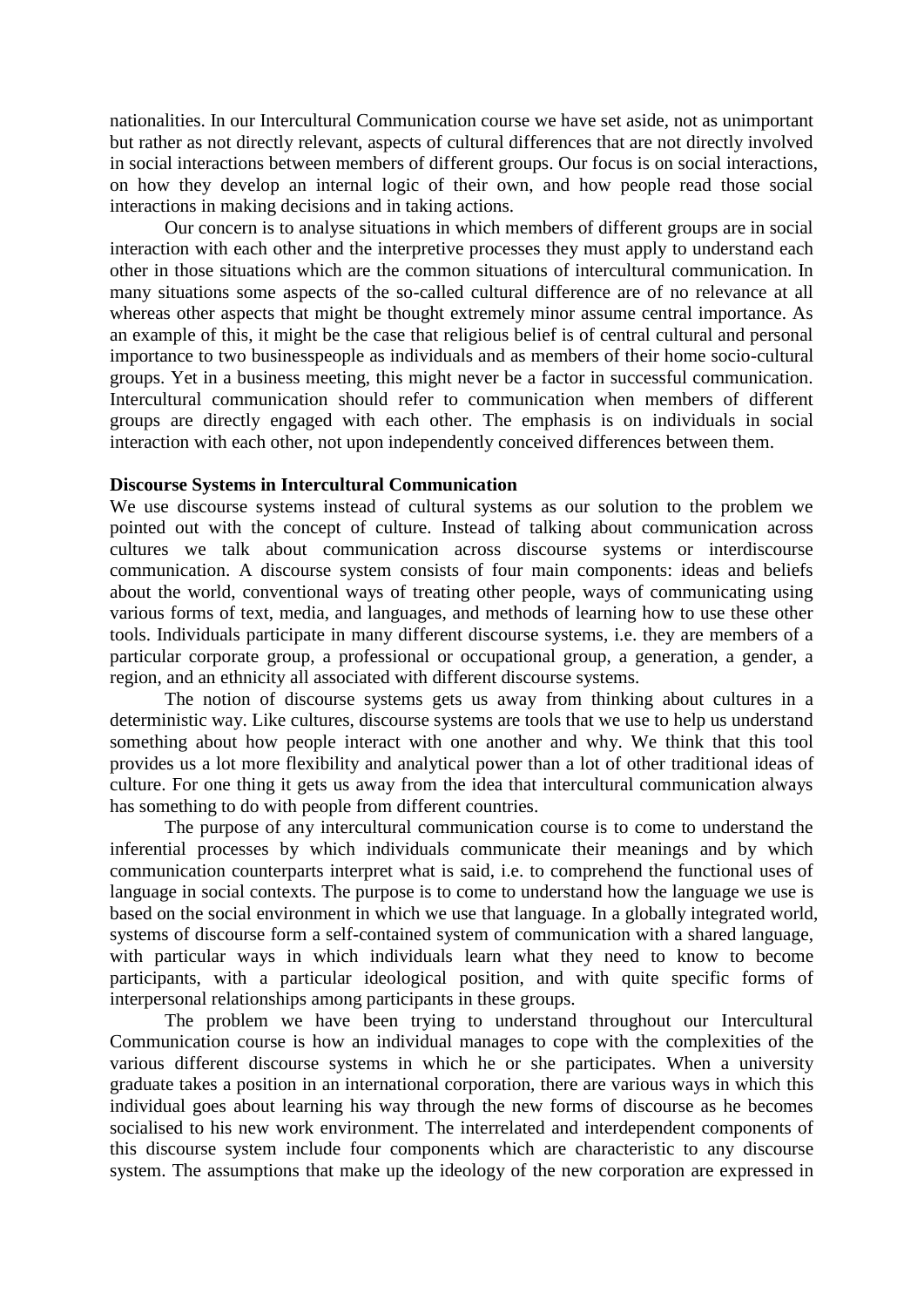nationalities. In our Intercultural Communication course we have set aside, not as unimportant but rather as not directly relevant, aspects of cultural differences that are not directly involved in social interactions between members of different groups. Our focus is on social interactions, on how they develop an internal logic of their own, and how people read those social interactions in making decisions and in taking actions.

Our concern is to analyse situations in which members of different groups are in social interaction with each other and the interpretive processes they must apply to understand each other in those situations which are the common situations of intercultural communication. In many situations some aspects of the so-called cultural difference are of no relevance at all whereas other aspects that might be thought extremely minor assume central importance. As an example of this, it might be the case that religious belief is of central cultural and personal importance to two businesspeople as individuals and as members of their home socio-cultural groups. Yet in a business meeting, this might never be a factor in successful communication. Intercultural communication should refer to communication when members of different groups are directly engaged with each other. The emphasis is on individuals in social interaction with each other, not upon independently conceived differences between them.

**Discourse Systems in Intercultural Communication**

We use discourse systems instead of cultural systems as our solution to the problem we pointed out with the concept of culture. Instead of talking about communication across cultures we talk about communication across discourse systems or interdiscourse communication. A discourse system consists of four main components: ideas and beliefs about the world, conventional ways of treating other people, ways of communicating using various forms of text, media, and languages, and methods of learning how to use these other tools. Individuals participate in many different discourse systems, i.e. they are members of a particular corporate group, a professional or occupational group, a generation, a gender, a region, and an ethnicity all associated with different discourse systems.

The notion of discourse systems gets us away from thinking about cultures in a deterministic way. Like cultures, discourse systems are tools that we use to help us understand something about how people interact with one another and why. We think that this tool provides us a lot more flexibility and analytical power than a lot of other traditional ideas of culture. For one thing it gets us away from the idea that intercultural communication always has something to do with people from different countries.

The purpose of any intercultural communication course is to come to understand the inferential processes by which individuals communicate their meanings and by which communication counterparts interpret what is said, i.e. to comprehend the functional uses of language in social contexts. The purpose is to come to understand how the language we use is based on the social environment in which we use that language. In a globally integrated world, systems of discourse form a self-contained system of communication with a shared language, with particular ways in which individuals learn what they need to know to become participants, with a particular ideological position, and with quite specific forms of interpersonal relationships among participants in these groups.

The problem we have been trying to understand throughout our Intercultural Communication course is how an individual manages to cope with the complexities of the various different discourse systems in which he or she participates. When a university graduate takes a position in an international corporation, there are various ways in which this individual goes about learning his way through the new forms of discourse as he becomes socialised to his new work environment. The interrelated and interdependent components of this discourse system include four components which are characteristic to any discourse system. The assumptions that make up the ideology of the new corporation are expressed in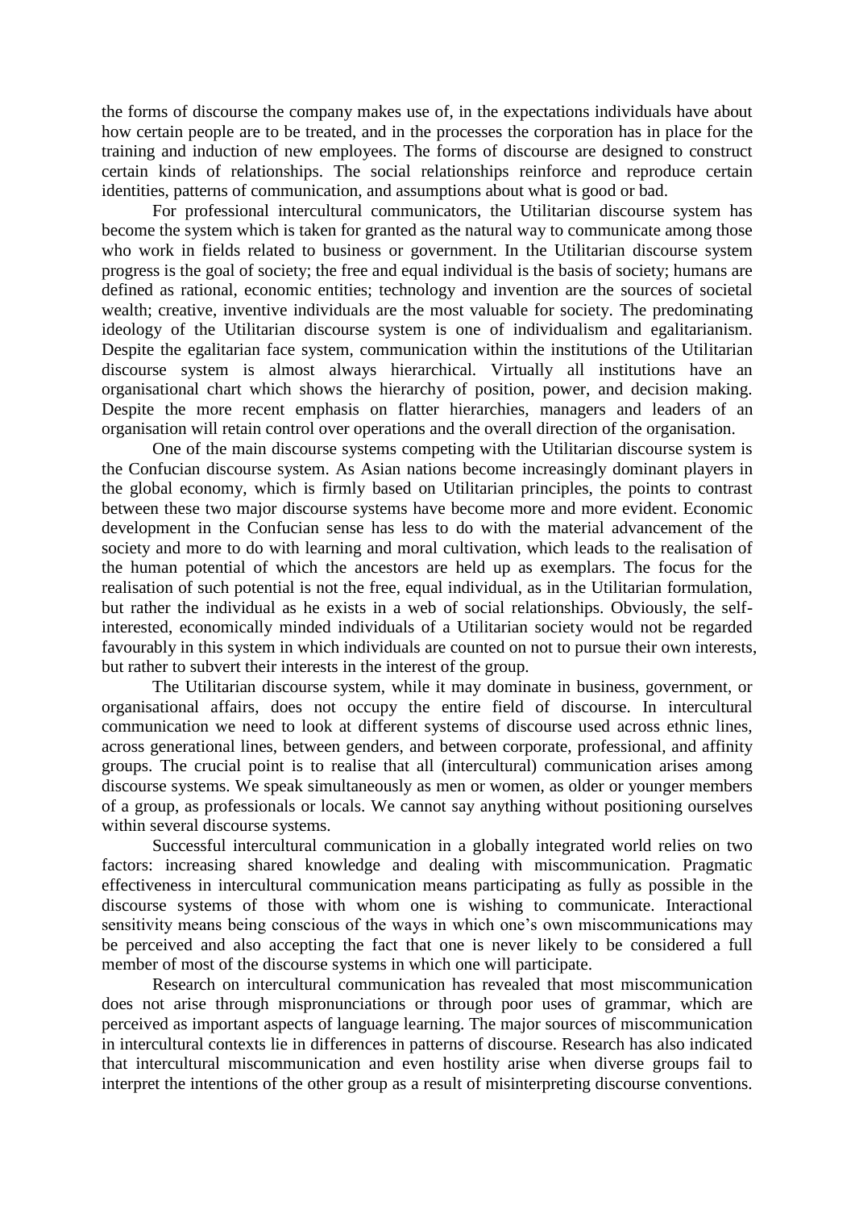the forms of discourse the company makes use of, in the expectations individuals have about how certain people are to be treated, and in the processes the corporation has in place for the training and induction of new employees. The forms of discourse are designed to construct certain kinds of relationships. The social relationships reinforce and reproduce certain identities, patterns of communication, and assumptions about what is good or bad.

For professional intercultural communicators, the Utilitarian discourse system has become the system which is taken for granted as the natural way to communicate among those who work in fields related to business or government. In the Utilitarian discourse system progress is the goal of society; the free and equal individual is the basis of society; humans are defined as rational, economic entities; technology and invention are the sources of societal wealth; creative, inventive individuals are the most valuable for society. The predominating ideology of the Utilitarian discourse system is one of individualism and egalitarianism. Despite the egalitarian face system, communication within the institutions of the Utilitarian discourse system is almost always hierarchical. Virtually all institutions have an organisational chart which shows the hierarchy of position, power, and decision making. Despite the more recent emphasis on flatter hierarchies, managers and leaders of an organisation will retain control over operations and the overall direction of the organisation.

One of the main discourse systems competing with the Utilitarian discourse system is the Confucian discourse system. As Asian nations become increasingly dominant players in the global economy, which is firmly based on Utilitarian principles, the points to contrast between these two major discourse systems have become more and more evident. Economic development in the Confucian sense has less to do with the material advancement of the society and more to do with learning and moral cultivation, which leads to the realisation of the human potential of which the ancestors are held up as exemplars. The focus for the realisation of such potential is not the free, equal individual, as in the Utilitarian formulation, but rather the individual as he exists in a web of social relationships. Obviously, the self-interested, economically minded individuals of a Utilitarian society would not be regarded favourably in this system in which individuals are counted on not to pursue their own interests, but rather to subvert their interests in the interest of the group.

The Utilitarian discourse system, while it may dominate in business, government, or organisational affairs, does not occupy the entire field of discourse. In intercultural communication we need to look at different systems of discourse used across ethnic lines, across generational lines, between genders, and between corporate, professional, and affinity groups. The crucial point is to realise that all (intercultural) communication arises among discourse systems. We speak simultaneously as men or women, as older or younger members of a group, as professionals or locals. We cannot say anything without positioning ourselves within several discourse systems.

Successful intercultural communication in a globally integrated world relies on two factors: increasing shared knowledge and dealing with miscommunication. Pragmatic effectiveness in intercultural communication means participating as fully as possible in the discourse systems of those with whom one is wishing to communicate. Interactional sensitivity means being conscious of the ways in which one's own miscommunications may be perceived and also accepting the fact that one is never likely to be considered a full member of most of the discourse systems in which one will participate.

Research on intercultural communication has revealed that most miscommunication does not arise through mispronunciations or through poor uses of grammar, which are perceived as important aspects of language learning. The major sources of miscommunication in intercultural contexts lie in differences in patterns of discourse. Research has also indicated that intercultural miscommunication and even hostility arise when diverse groups fail to interpret the intentions of the other group as a result of misinterpreting discourse conventions.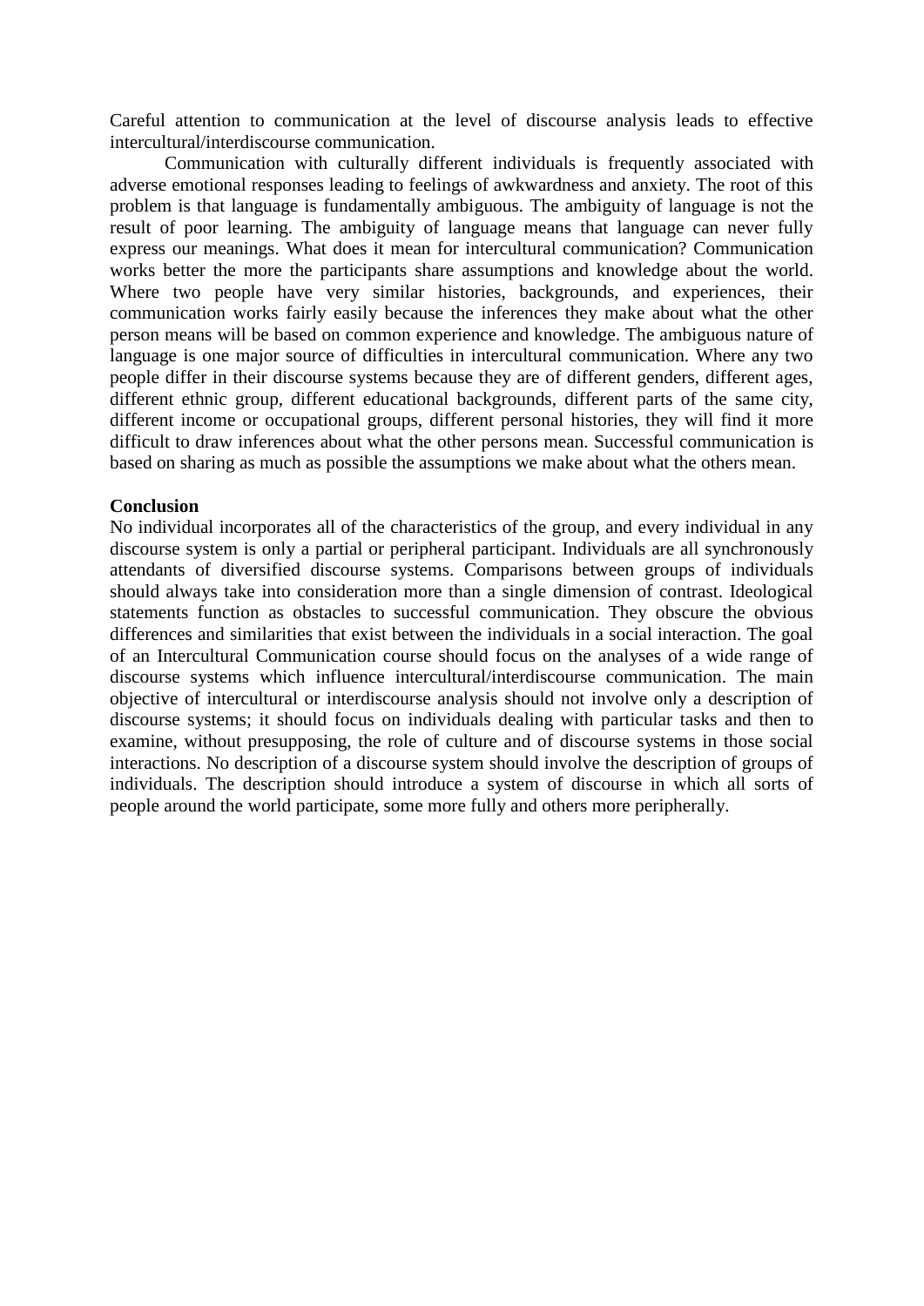Careful attention to communication at the level of discourse analysis leads to effective intercultural/interdiscourse communication.

Communication with culturally different individuals is frequently associated with adverse emotional responses leading to feelings of awkwardness and anxiety. The root of this problem is that language is fundamentally ambiguous. The ambiguity of language is not the result of poor learning. The ambiguity of language means that language can never fully express our meanings. What does it mean for intercultural communication? Communication works better the more the participants share assumptions and knowledge about the world. Where two people have very similar histories, backgrounds, and experiences, their communication works fairly easily because the inferences they make about what the other person means will be based on common experience and knowledge. The ambiguous nature of language is one major source of difficulties in intercultural communication. Where any two people differ in their discourse systems because they are of different genders, different ages, different ethnic group, different educational backgrounds, different parts of the same city, different income or occupational groups, different personal histories, they will find it more difficult to draw inferences about what the other persons mean. Successful communication is based on sharing as much as possible the assumptions we make about what the others mean.

**Conclusion**

No individual incorporates all of the characteristics of the group, and every individual in any discourse system is only a partial or peripheral participant. Individuals are all synchronously attendants of diversified discourse systems. Comparisons between groups of individuals should always take into consideration more than a single dimension of contrast. Ideological statements function as obstacles to successful communication. They obscure the obvious differences and similarities that exist between the individuals in a social interaction. The goal of an Intercultural Communication course should focus on the analyses of a wide range of discourse systems which influence intercultural/interdiscourse communication. The main objective of intercultural or interdiscourse analysis should not involve only a description of discourse systems; it should focus on individuals dealing with particular tasks and then to examine, without presupposing, the role of culture and of discourse systems in those social interactions. No description of a discourse system should involve the description of groups of individuals. The description should introduce a system of discourse in which all sorts of people around the world participate, some more fully and others more peripherally.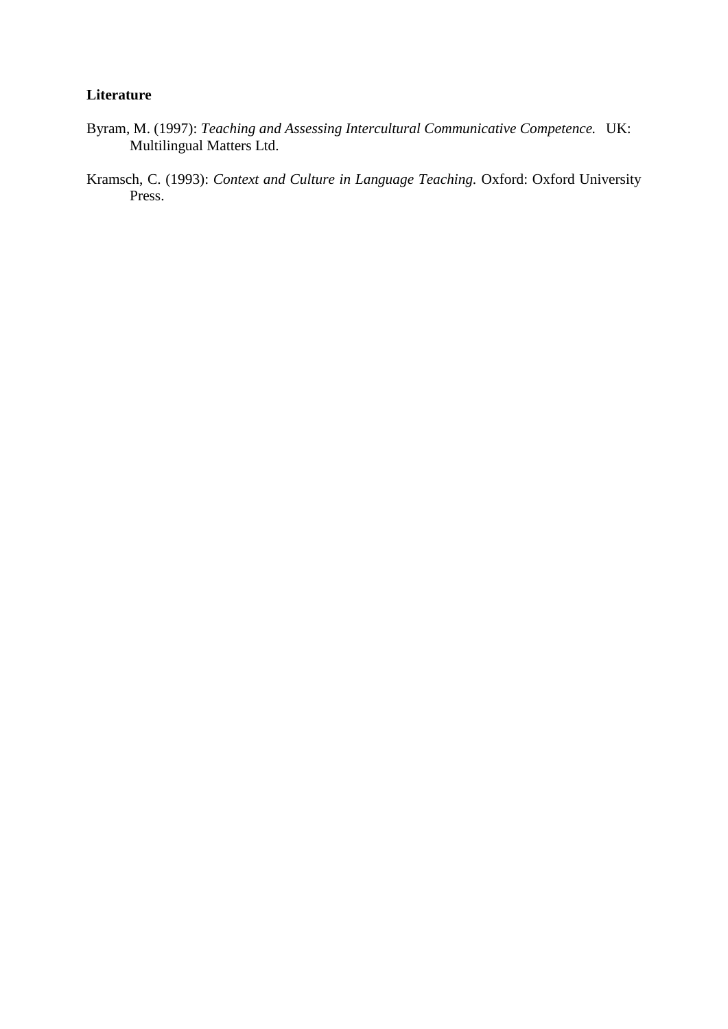**Literature**

Byram, M. (1997): *Teaching and Assessing Intercultural Communicative Competence.* UK: Multilingual Matters Ltd.

Kramsch, C. (1993): *Context and Culture in Language Teaching.* Oxford: Oxford University Press.